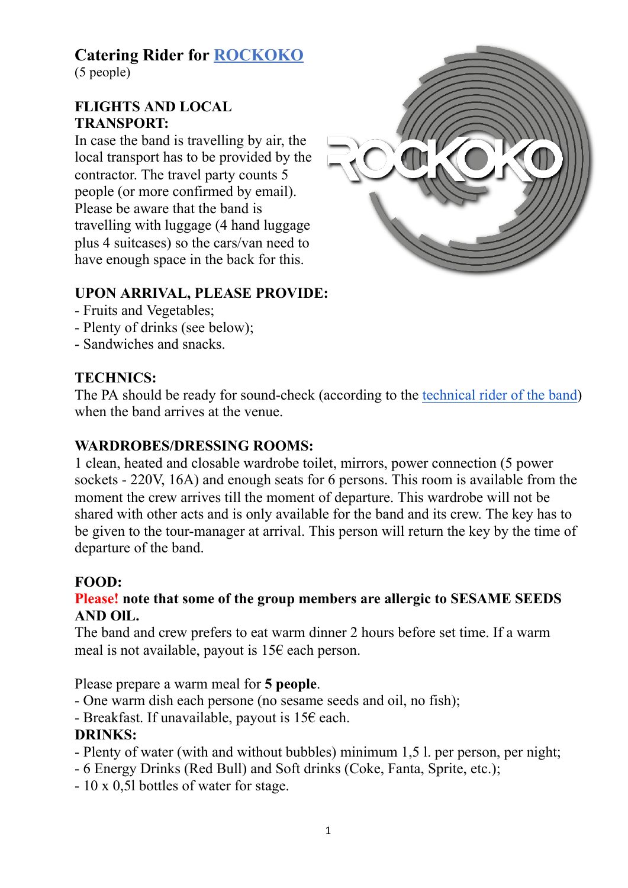# Catering Rider for [ROCKOKO]

(5 people)

## FLIGHTS AND LOCAL TRANSPORT:

In case the band is travelling by air, the local transport has to be provided by the contractor. The travel party counts 5 people (or more confirmed by email). Please be aware that the band is travelling with luggage (4 hand luggage plus 4 suitcases) so the cars/van need to have enough space in the back for this.

## UPON ARRIVAL, PLEASE PROVIDE:

- Fruits and Vegetables;
- Plenty of drinks (see below);
- Sandwiches and snacks.

## TECHNICS:

The PA should be ready for sound-check (according to the technical rider of the band) when the band arrives at the venue.

## WARDROBES/DRESSING ROOMS:

1 clean, heated and closable wardrobe toilet, mirrors, power connection (5 power sockets - 220V, 16A) and enough seats for 6 persons. This room is available from the moment the crew arrives till the moment of departure. This wardrobe will not be shared with other acts and is only available for the band and its crew. The key has to be given to the tour-manager at arrival. This person will return the key by the time of departure of the band.

## FOOD:

**Please! note that some of the group members are allergic to SESAME SEEDS AND OIL.**

The band and crew prefers to eat warm dinner 2 hours before set time. If a warm meal is not available, payout is 15€ each person.

Please prepare a warm meal for **5 people**.

- One warm dish each persone (no sesame seeds and oil, no fish);
- Breakfast. If unavailable, payout is 15€ each.

## DRINKS:

- Plenty of water (with and without bubbles) minimum 1,5 l. per person, per night;
- 6 Energy Drinks (Red Bull) and Soft drinks (Coke, Fanta, Sprite, etc.);
- 10 x 0,5l bottles of water for stage.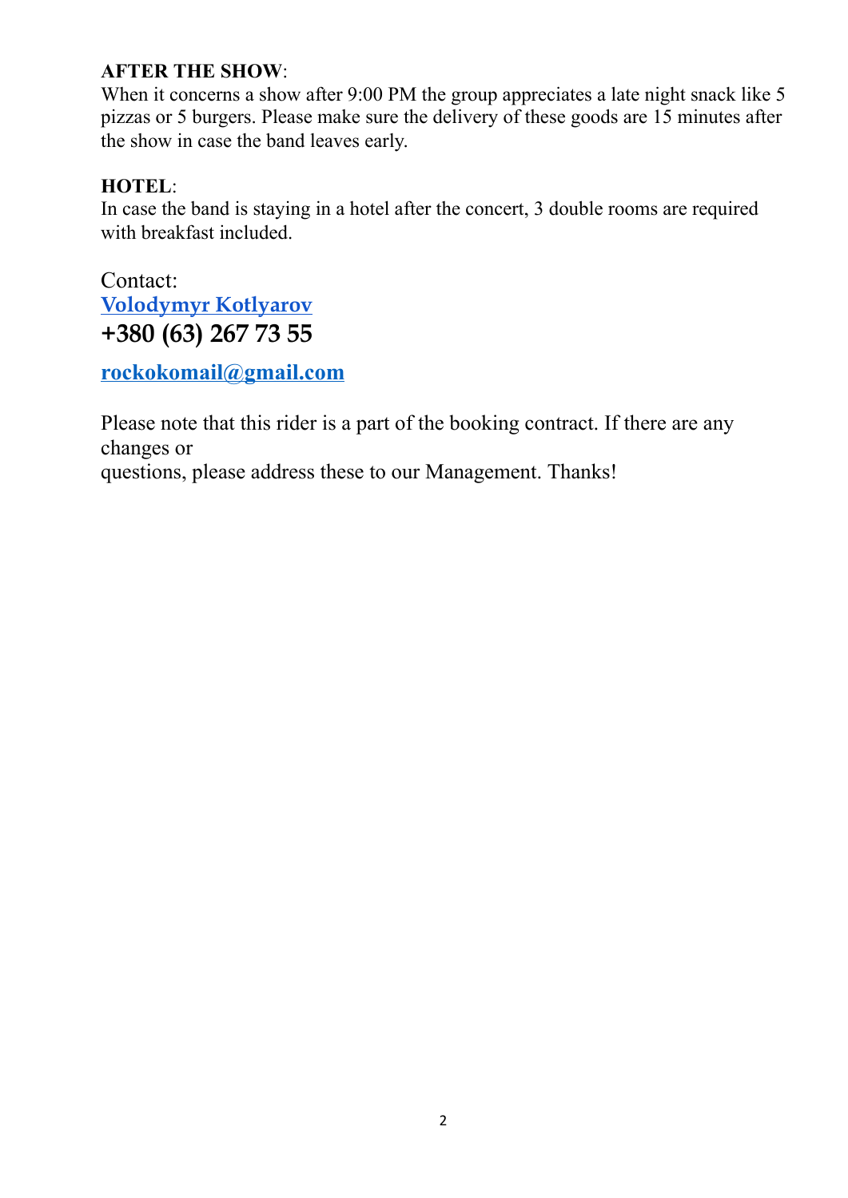**AFTER THE SHOW**:
When it concerns a show after 9:00 PM the group appreciates a late night snack like 5 pizzas or 5 burgers. Please make sure the delivery of these goods are 15 minutes after the show in case the band leaves early.

**HOTEL**:
In case the band is staying in a hotel after the concert, 3 double rooms are required with breakfast included.

Contact:
**Volodymyr Kotlyarov**
**+380 (63) 267 73 55**

**rockokomail@gmail.com**

Please note that this rider is a part of the booking contract. If there are any changes or
questions, please address these to our Management. Thanks!